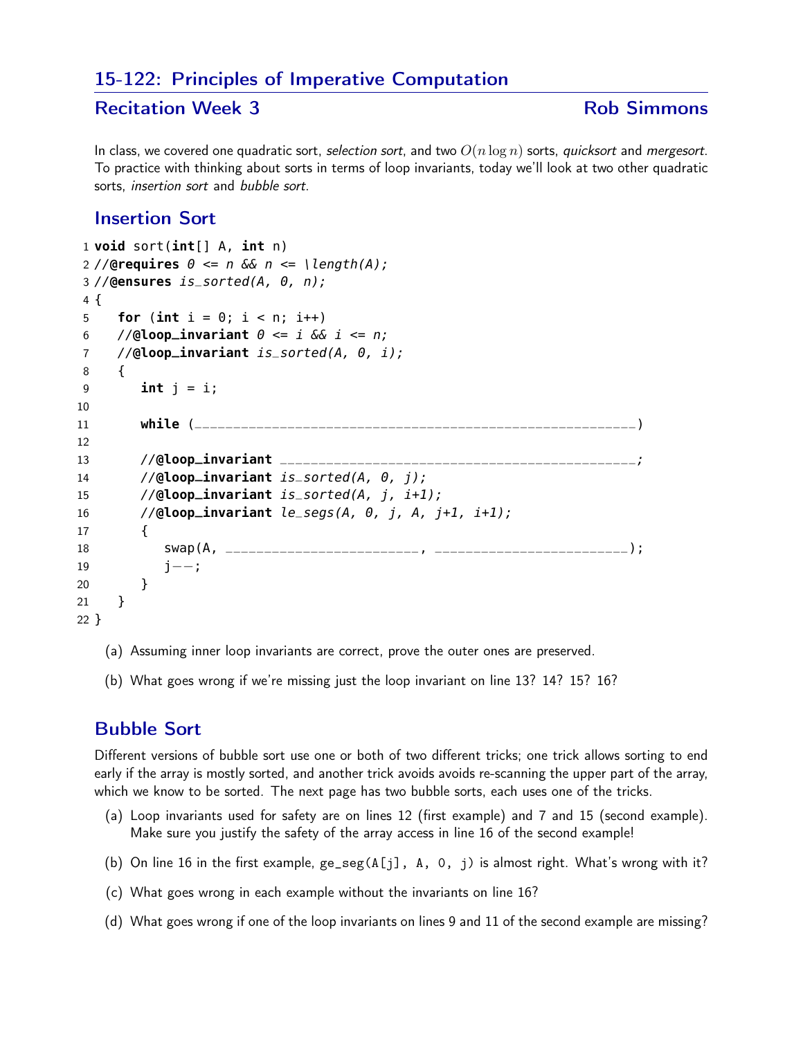# 15-122: Principles of Imperative Computation

## Recitation Week 3 — Rob Simmons

In class, we covered one quadratic sort, *selection sort*, and two $O(n \log n)$ sorts, *quicksort* and *mergesort*. To practice with thinking about sorts in terms of loop invariants, today we'll look at two other quadratic sorts, *insertion sort* and *bubble sort*.

### Insertion Sort

```
1  void sort(int[] A, int n)
2  //@requires 0 <= n && n <= \length(A);
3  //@ensures is_sorted(A, 0, n);
4  {
5     for (int i = 0; i < n; i++)
6     //@loop_invariant 0 <= i && i <= n;
7     //@loop_invariant is_sorted(A, 0, i);
8     {
9        int j = i;
10
11       while (________________________________________________________)
12
13       //@loop_invariant _____________________________________________;
14       //@loop_invariant is_sorted(A, 0, j);
15       //@loop_invariant is_sorted(A, j, i+1);
16       //@loop_invariant le_segs(A, 0, j, A, j+1, i+1);
17       {
18          swap(A, _______________________, _______________________);
19          j--;
20       }
21    }
22 }
```

(a) Assuming inner loop invariants are correct, prove the outer ones are preserved.

(b) What goes wrong if we're missing just the loop invariant on line 13? 14? 15? 16?

### Bubble Sort

Different versions of bubble sort use one or both of two different tricks; one trick allows sorting to end early if the array is mostly sorted, and another trick avoids avoids re-scanning the upper part of the array, which we know to be sorted. The next page has two bubble sorts, each uses one of the tricks.

(a) Loop invariants used for safety are on lines 12 (first example) and 7 and 15 (second example). Make sure you justify the safety of the array access in line 16 of the second example!

(b) On line 16 in the first example, `ge_seg(A[j], A, 0, j)` is almost right. What's wrong with it?

(c) What goes wrong in each example without the invariants on line 16?

(d) What goes wrong if one of the loop invariants on lines 9 and 11 of the second example are missing?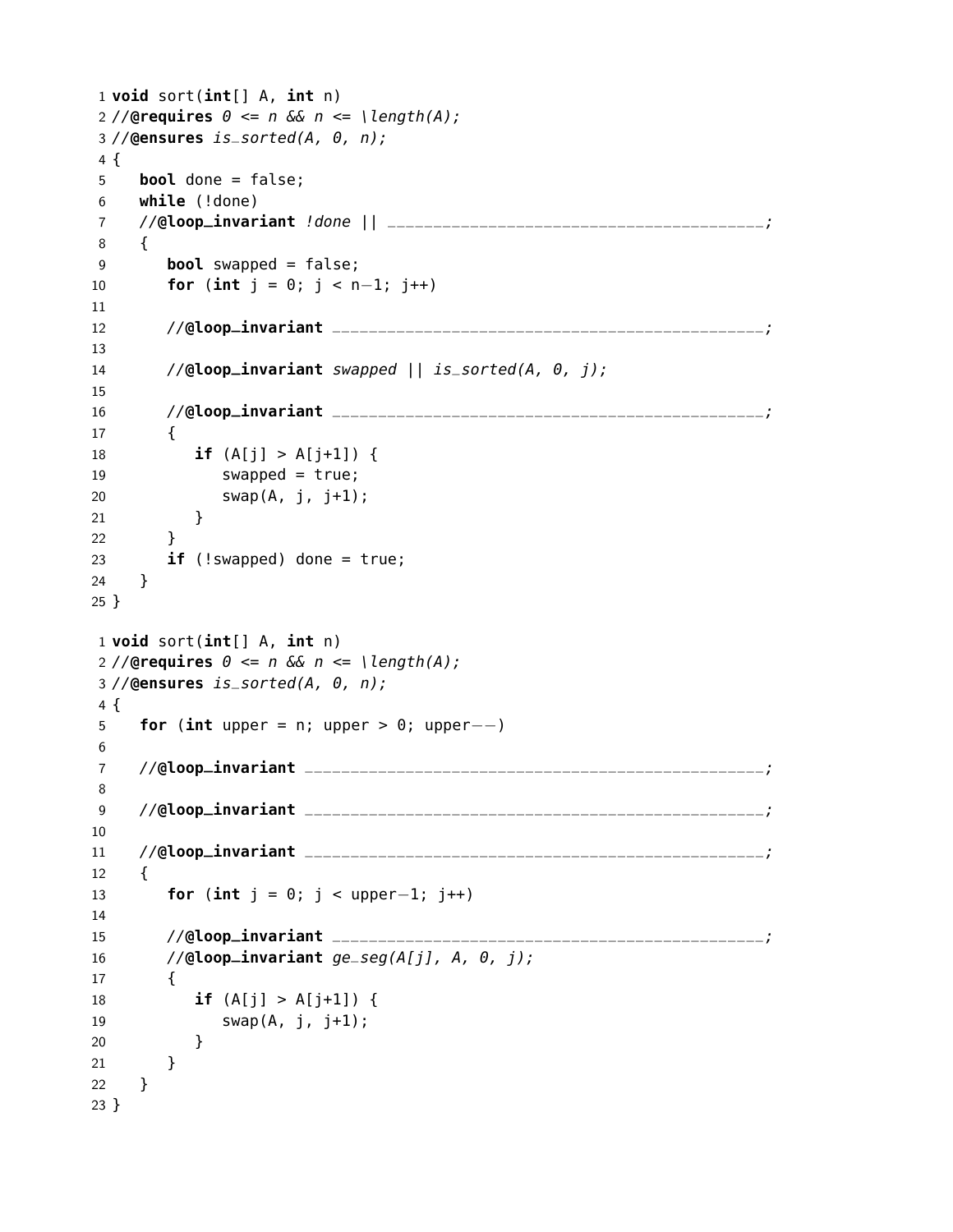```
 1 void sort(int[] A, int n)
 2 //@requires 0 <= n && n <= \length(A);
 3 //@ensures is_sorted(A, 0, n);
 4 {
 5    bool done = false;
 6    while (!done)
 7    //@loop_invariant !done || _________________________________________;
 8    {
 9       bool swapped = false;
10       for (int j = 0; j < n-1; j++)
11 
12       //@loop_invariant ______________________________________________;
13 
14       //@loop_invariant swapped || is_sorted(A, 0, j);
15 
16       //@loop_invariant ______________________________________________;
17       {
18          if (A[j] > A[j+1]) {
19             swapped = true;
20             swap(A, j, j+1);
21          }
22       }
23       if (!swapped) done = true;
24    }
25 }
```

```
 1 void sort(int[] A, int n)
 2 //@requires 0 <= n && n <= \length(A);
 3 //@ensures is_sorted(A, 0, n);
 4 {
 5    for (int upper = n; upper > 0; upper--)
 6 
 7    //@loop_invariant __________________________________________________;
 8 
 9    //@loop_invariant __________________________________________________;
10 
11    //@loop_invariant __________________________________________________;
12    {
13       for (int j = 0; j < upper-1; j++)
14 
15       //@loop_invariant ______________________________________________;
16       //@loop_invariant ge_seg(A[j], A, 0, j);
17       {
18          if (A[j] > A[j+1]) {
19             swap(A, j, j+1);
20          }
21       }
22    }
23 }
```